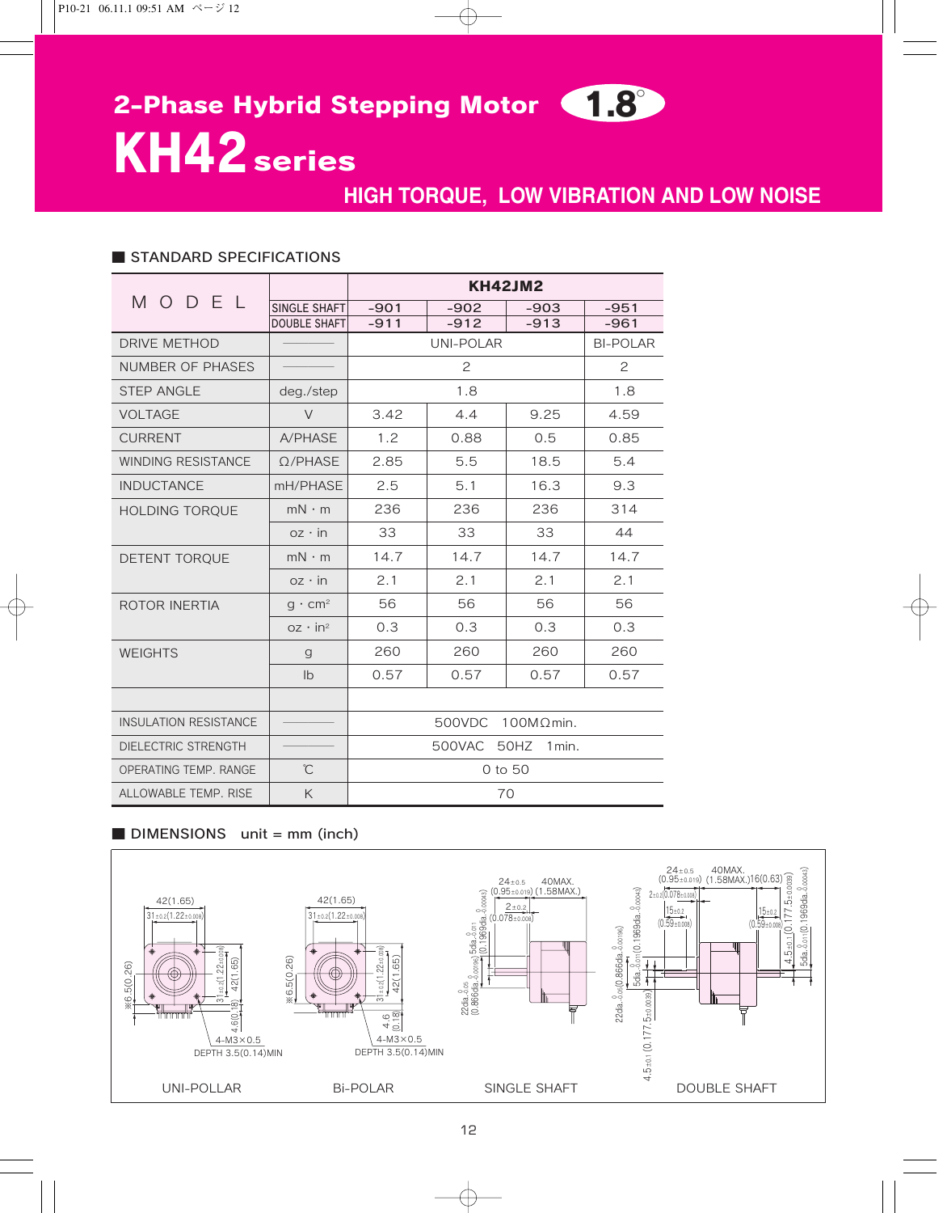# 2-Phase Hybrid Stepping Motor 1.8°

# KH42 series

## HIGH TORQUE, LOW VIBRATION AND LOW NOISE

### ■ STANDARD SPECIFICATIONS

| MODEL | | KH42JM2 | | | |
|---|---|---|---|---|---|
| | SINGLE SHAFT | -901 | -902 | -903 | -951 |
| | DOUBLE SHAFT | -911 | -912 | -913 | -961 |
| DRIVE METHOD | ――― | UNI-POLAR | | | BI-POLAR |
| NUMBER OF PHASES | ――― | 2 | | | 2 |
| STEP ANGLE | deg./step | 1.8 | | | 1.8 |
| VOLTAGE | V | 3.42 | 4.4 | 9.25 | 4.59 |
| CURRENT | A/PHASE | 1.2 | 0.88 | 0.5 | 0.85 |
| WINDING RESISTANCE | Ω/PHASE | 2.85 | 5.5 | 18.5 | 5.4 |
| INDUCTANCE | mH/PHASE | 2.5 | 5.1 | 16.3 | 9.3 |
| HOLDING TORQUE | mN・m | 236 | 236 | 236 | 314 |
| | oz・in | 33 | 33 | 33 | 44 |
| DETENT TORQUE | mN・m | 14.7 | 14.7 | 14.7 | 14.7 |
| | oz・in | 2.1 | 2.1 | 2.1 | 2.1 |
| ROTOR INERTIA | g・cm² | 56 | 56 | 56 | 56 |
| | oz・in² | 0.3 | 0.3 | 0.3 | 0.3 |
| WEIGHTS | g | 260 | 260 | 260 | 260 |
| | lb | 0.57 | 0.57 | 0.57 | 0.57 |
| | | | | | |
| INSULATION RESISTANCE | ――― | 500VDC 100MΩmin. | | | |
| DIELECTRIC STRENGTH | ――― | 500VAC 50HZ 1min. | | | |
| OPERATING TEMP. RANGE | ℃ | 0 to 50 | | | |
| ALLOWABLE TEMP. RISE | K | 70 | | | |

### ■ DIMENSIONS unit = mm (inch)

UNI-POLLAR: 42(1.65), 31±0.2(1.22±0.008), ※6.5(0.26), 4.6(0.18), 4-M3×0.5 DEPTH 3.5(0.14)MIN

Bi-POLAR: 42(1.65), 31±0.2(1.22±0.008), ※6.5(0.26), 4.6(0.18), 4-M3×0.5 DEPTH 3.5(0.14)MIN

SINGLE SHAFT: 24±0.5 (0.95±0.019), 40MAX. (1.58MAX.), 2±0.2 (0.078±0.008), 5dia. (0.1969dia.), 22dia. (0.866dia.)

DOUBLE SHAFT: 24±0.5 (0.95±0.019), 40MAX. (1.58MAX.), 16(0.63), 2±0.2(0.078±0.008), 15±0.2 (0.59±0.008), 4.5±0.1 (0.177.5±0.0039), 5dia. (0.1969dia.), 22dia. (0.866dia.)

UNI-POLLAR | Bi-POLAR | SINGLE SHAFT | DOUBLE SHAFT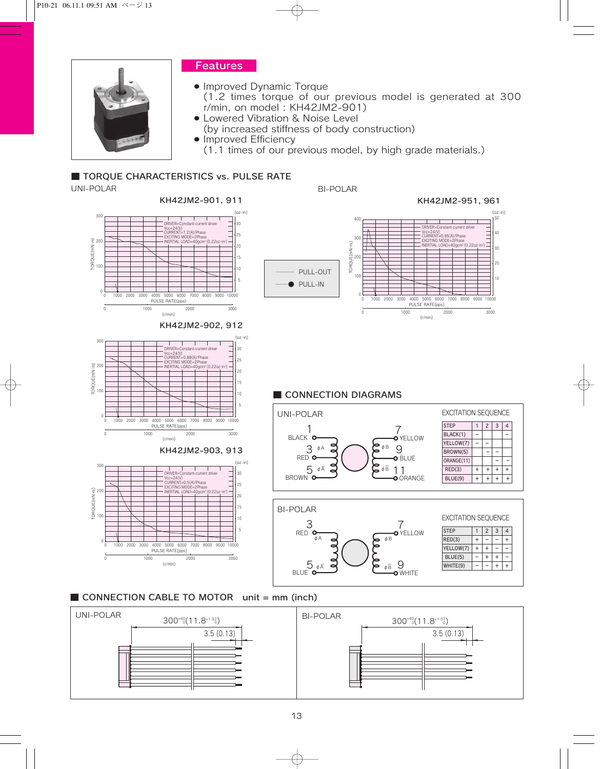## Features

- Improved Dynamic Torque
  (1.2 times torque of our previous model is generated at 300 r/min, on model : KH42JM2-901)
- Lowered Vibration & Noise Level
  (by increased stiffness of body construction)
- Improved Efficiency
  (1.1 times of our previous model, by high grade materials.)

## ■ TORQUE CHARACTERISTICS vs. PULSE RATE

UNI-POLAR

**KH42JM2-901, 911**

DRIVER=Constant-current driver
Vcc=24(V)
CURRENT=1.2(A)/Phase
EXCITING MODE=2Phase
INERTIAL LOAD=40gcm² (0.22oz·in²)

TORQUE(mN·m) 0 100 200 300
(oz·in) 5 10 15 20 25 30
PULSE RATE(pps) 0 1000 2000 3000 4000 5000 6000 7000 8000 9000 10000
(r/min) 0 1000 2000 3000

**KH42JM2-902, 912**

DRIVER=Constant-current driver
Vcc=24(V)
CURRENT=0.88(A)/Phase
EXCITING MODE=2Phase
INERTIAL LOAD=40gcm² (0.22oz·in²)

TORQUE(mN·m) 0 100 200 300
(oz·in) 5 10 15 20 25 30
PULSE RATE(pps) 0 1000 2000 3000 4000 5000 6000 7000 8000 9000 10000
(r/min) 0 1000 2000 3000

**KH42JM2-903, 913**

DRIVER=Constant-current driver
Vcc=24(V)
CURRENT=0.5(A)/Phase
EXCITING MODE=2Phase
INERTIAL LOAD=40gcm² (0.22oz·in²)

TORQUE(mN·m) 0 100 200 300
(oz·in) 5 10 15 20 25 30
PULSE RATE(pps) 0 1000 2000 3000 4000 5000 6000 7000 8000 9000 10000
(r/min) 0 1000 2000 3000

BI-POLAR

**KH42JM2-951, 961**

DRIVER=Constant-current driver
Vcc=24(V)
CURRENT=0.85(A)/Phase
EXCITING MODE=2Phase
INERTIAL LOAD=40gcm² (0.22oz·in²)

TORQUE(mN·m) 0 100 200 300 400
(oz·in) 10 20 30 40 50
PULSE RATE(pps) 0 1000 2000 3000 4000 5000 6000 7000 8000 9000 10000
(r/min) 0 1000 2000 3000

—— PULL-OUT
—●— PULL-IN

## ■ CONNECTION DIAGRAMS

### UNI-POLAR

1 BLACK, 3 RED (φA), 5 BROWN (φĀ), 7 YELLOW (φB), 9 BLUE, 11 ORANGE (φB̄)

EXCITATION SEQUENCE

| STEP | 1 | 2 | 3 | 4 |
|---|---|---|---|---|
| BLACK(1) | − | | | − |
| YELLOW(7) | − | − | | |
| BROWN(5) | | − | − | |
| ORANGE(11) | | | − | − |
| RED(3) | + | + | + | + |
| BLUE(9) | + | + | + | + |

### BI-POLAR

3 RED (φA), 5 BLUE (φĀ), 7 YELLOW (φB), 9 WHITE (φB̄)

EXCITATION SEQUENCE

| STEP | 1 | 2 | 3 | 4 |
|---|---|---|---|---|
| RED(3) | + | − | − | + |
| YELLOW(7) | + | + | − | − |
| BLUE(5) | − | + | + | − |
| WHITE(9) | − | − | + | + |

## ■ CONNECTION CABLE TO MOTOR unit = mm (inch)

UNI-POLAR

$300^{+40}_{0}(11.8^{+1.57}_{0})$

3.5 (0.13)

BI-POLAR

$300^{+40}_{0}(11.8^{+1.57}_{0})$

3.5 (0.13)